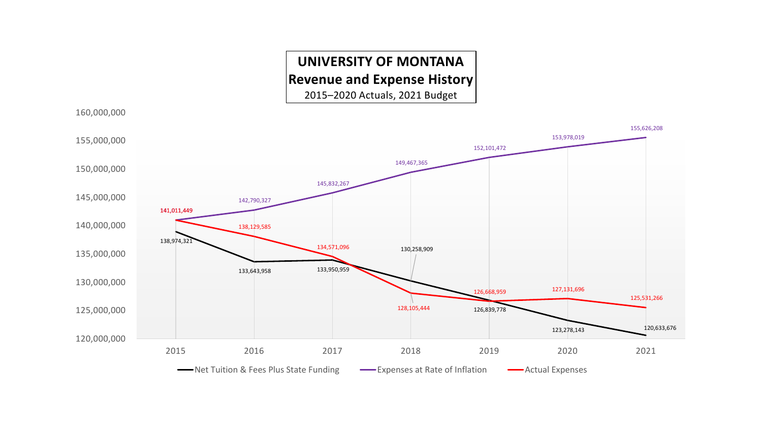# UNIVERSITY OF MONTANA
## Revenue and Expense History
2015–2020 Actuals, 2021 Budget

| Year | Net Tuition & Fees Plus State Funding | Expenses at Rate of Inflation | Actual Expenses |
|---|---|---|---|
| 2015 | 138,974,321 | 141,011,449 | 141,011,449 |
| 2016 | 133,643,958 | 142,790,327 | 138,129,585 |
| 2017 | 133,950,959 | 145,832,267 | 134,571,096 |
| 2018 | 130,258,909 | 149,467,365 | 128,105,444 |
| 2019 | 126,839,778 | 152,101,472 | 126,668,959 |
| 2020 | 123,278,143 | 153,978,019 | 127,131,696 |
| 2021 | 120,633,676 | 155,626,208 | 125,531,266 |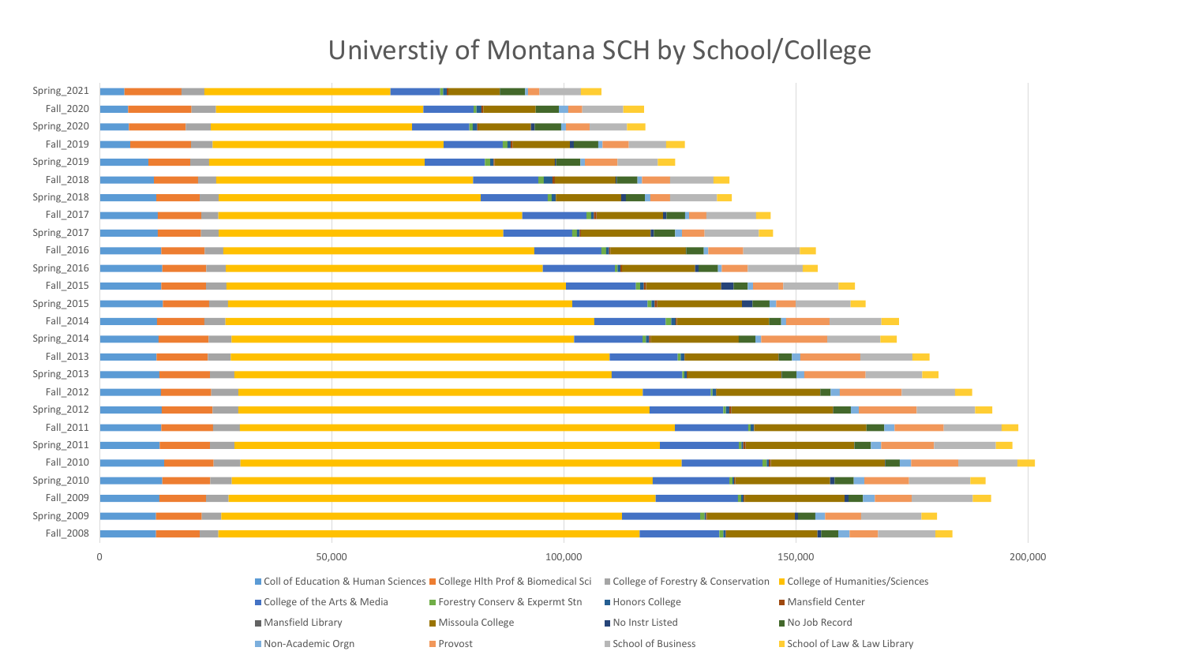# Universtiy of Montana SCH by School/College

Spring_2021
Fall_2020
Spring_2020
Fall_2019
Spring_2019
Fall_2018
Spring_2018
Fall_2017
Spring_2017
Fall_2016
Spring_2016
Fall_2015
Spring_2015
Fall_2014
Spring_2014
Fall_2013
Spring_2013
Fall_2012
Spring_2012
Fall_2011
Spring_2011
Fall_2010
Spring_2010
Fall_2009
Spring_2009
Fall_2008

0 50,000 100,000 150,000 200,000

- Coll of Education & Human Sciences
- College Hlth Prof & Biomedical Sci
- College of Forestry & Conservation
- College of Humanities/Sciences
- College of the Arts & Media
- Forestry Conserv & Expermt Stn
- Honors College
- Mansfield Center
- Mansfield Library
- Missoula College
- No Instr Listed
- No Job Record
- Non-Academic Orgn
- Provost
- School of Business
- School of Law & Law Library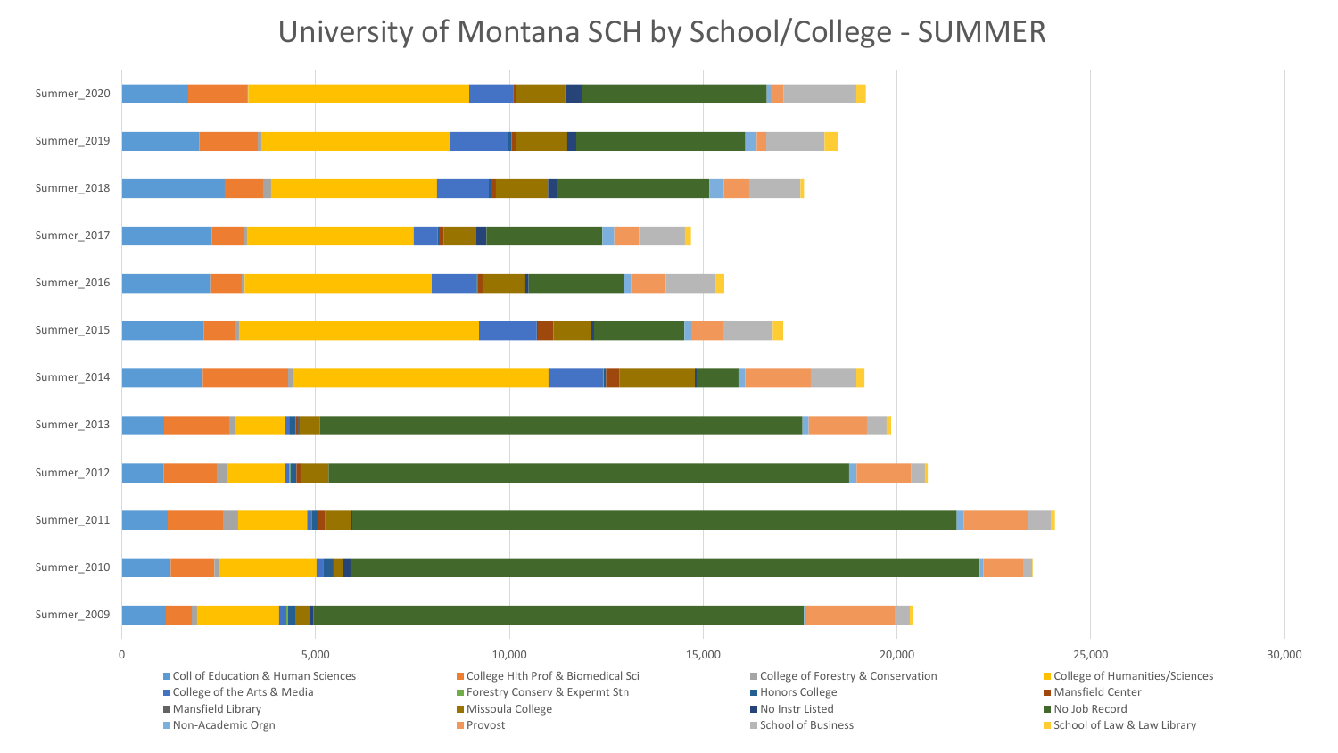# University of Montana SCH by School/College - SUMMER

Summer_2020
Summer_2019
Summer_2018
Summer_2017
Summer_2016
Summer_2015
Summer_2014
Summer_2013
Summer_2012
Summer_2011
Summer_2010
Summer_2009

0 5,000 10,000 15,000 20,000 25,000 30,000

- Coll of Education & Human Sciences
- College Hlth Prof & Biomedical Sci
- College of Forestry & Conservation
- College of Humanities/Sciences
- College of the Arts & Media
- Forestry Conserv & Expermt Stn
- Honors College
- Mansfield Center
- Mansfield Library
- Missoula College
- No Instr Listed
- No Job Record
- Non-Academic Orgn
- Provost
- School of Business
- School of Law & Law Library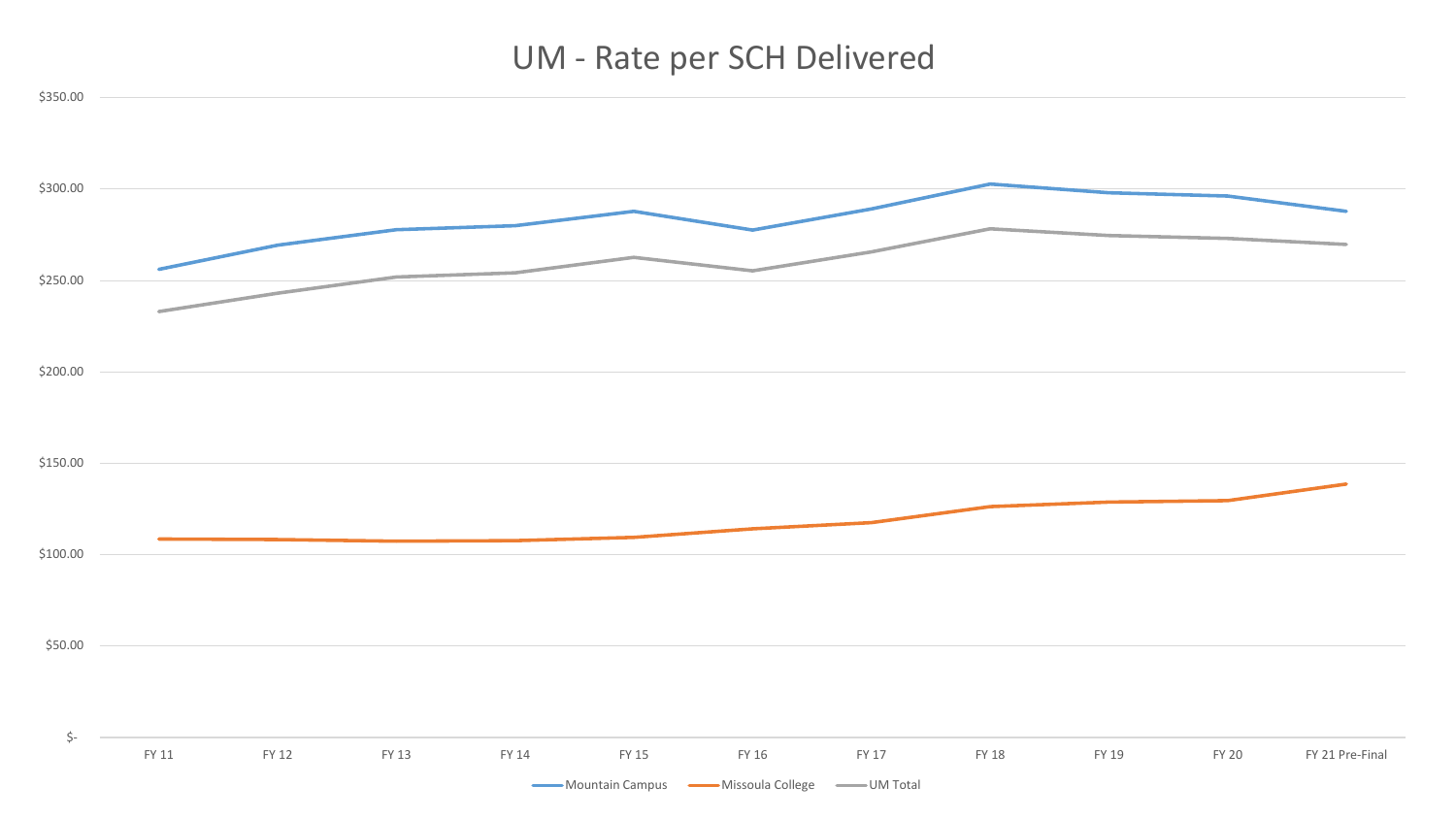# UM - Rate per SCH Delivered

$350.00

$300.00

$250.00

$200.00

$150.00

$100.00

$50.00

$-

FY 11 | FY 12 | FY 13 | FY 14 | FY 15 | FY 16 | FY 17 | FY 18 | FY 19 | FY 20 | FY 21 Pre-Final

Mountain Campus | Missoula College | UM Total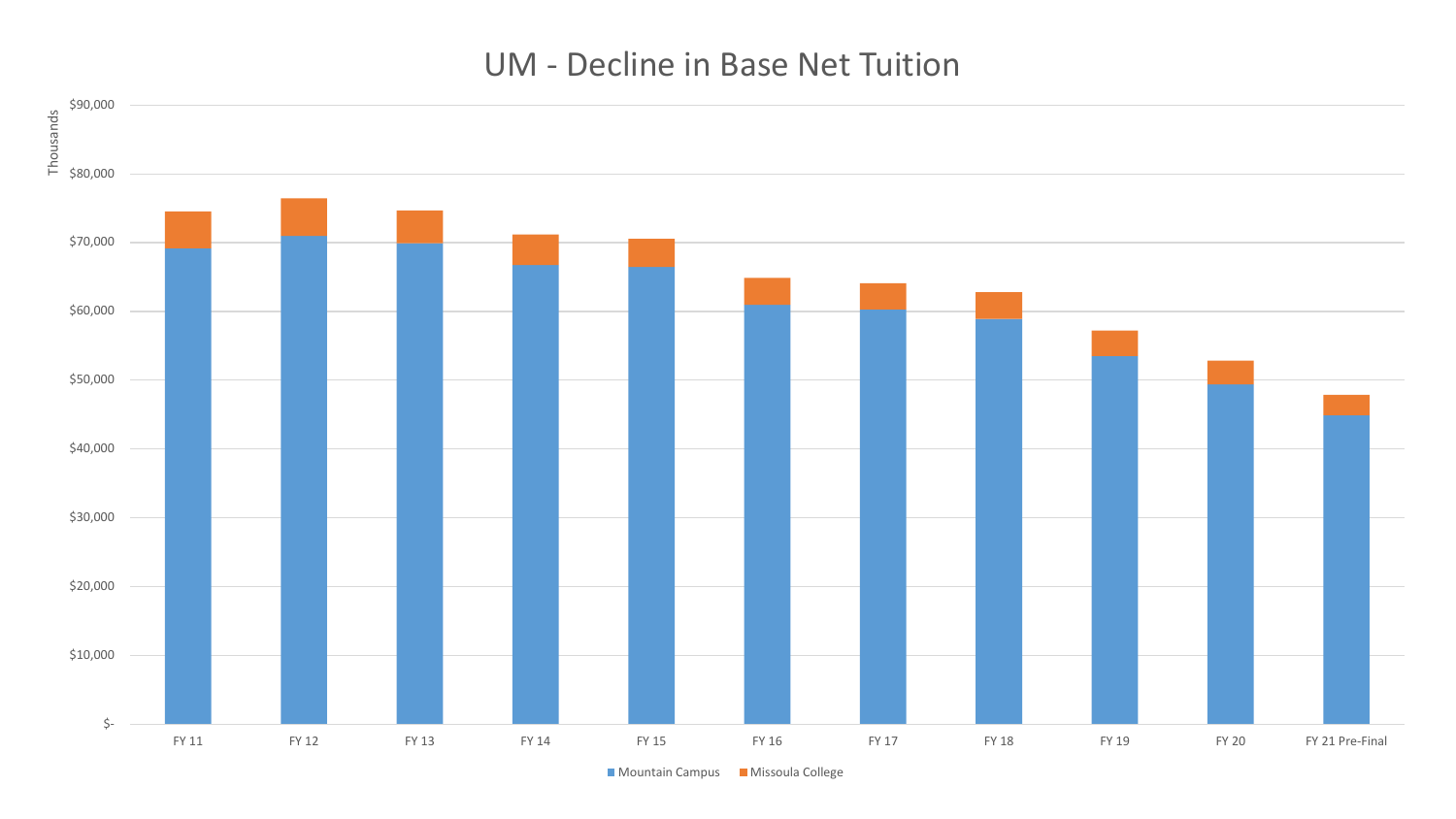# UM - Decline in Base Net Tuition

Thousands

$90,000
$80,000
$70,000
$60,000
$50,000
$40,000
$30,000
$20,000
$10,000
$-

FY 11 | FY 12 | FY 13 | FY 14 | FY 15 | FY 16 | FY 17 | FY 18 | FY 19 | FY 20 | FY 21 Pre-Final

■ Mountain Campus ■ Missoula College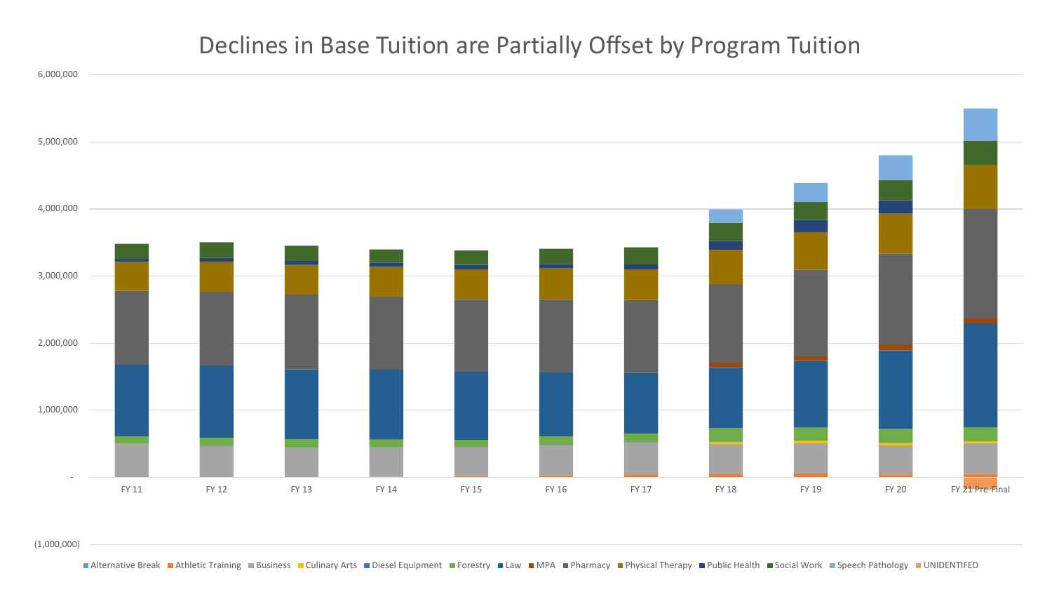# Declines in Base Tuition are Partially Offset by Program Tuition

6,000,000

5,000,000

4,000,000

3,000,000

2,000,000

1,000,000

-

(1,000,000)

FY 11 | FY 12 | FY 13 | FY 14 | FY 15 | FY 16 | FY 17 | FY 18 | FY 19 | FY 20 | FY 21 Pre-Final

Alternative Break · Athletic Training · Business · Culinary Arts · Diesel Equipment · Forestry · Law · MPA · Pharmacy · Physical Therapy · Public Health · Social Work · Speech Pathology · UNIDENTIFED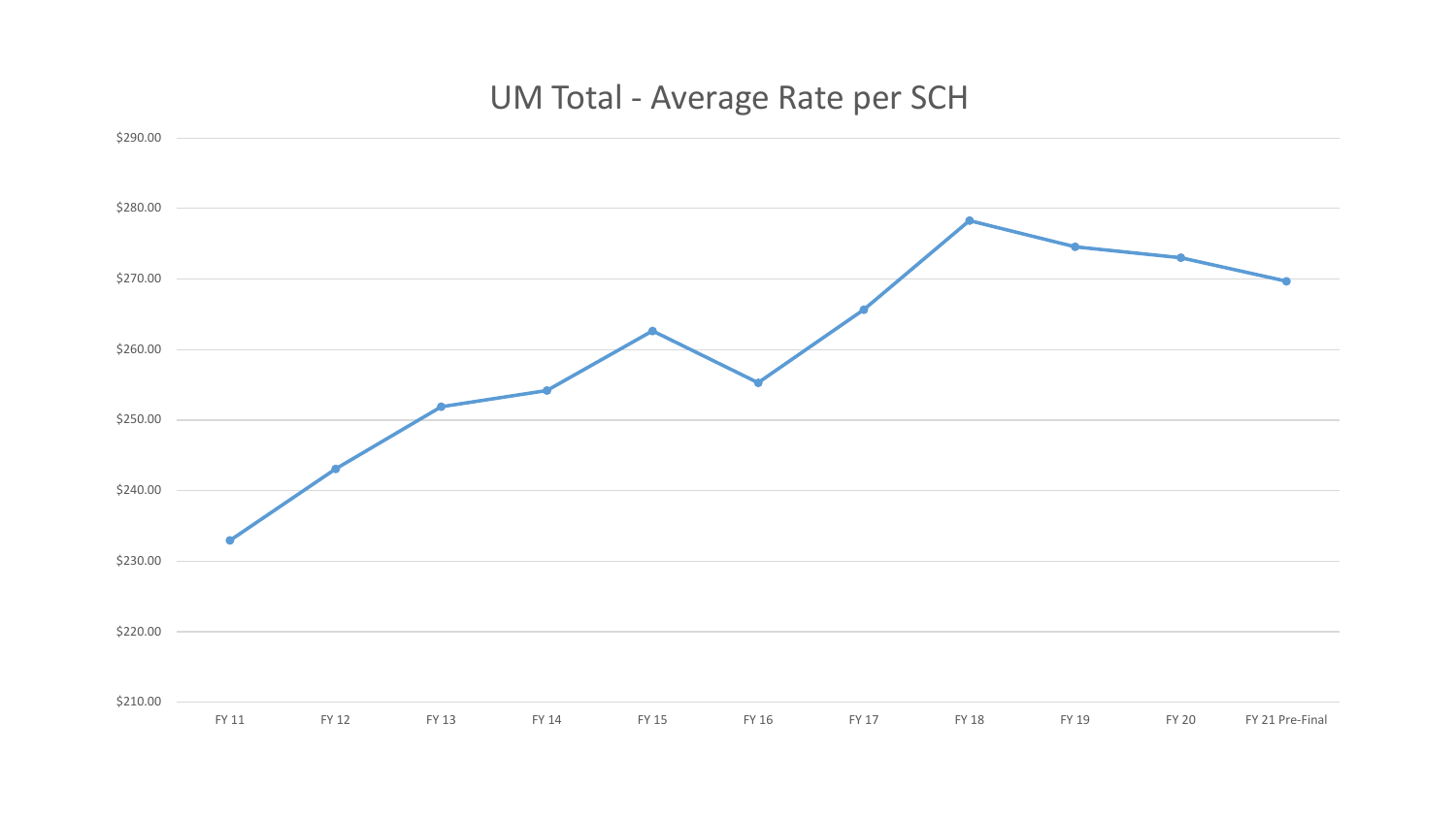# UM Total - Average Rate per SCH

$290.00
$280.00
$270.00
$260.00
$250.00
$240.00
$230.00
$220.00
$210.00

FY 11 | FY 12 | FY 13 | FY 14 | FY 15 | FY 16 | FY 17 | FY 18 | FY 19 | FY 20 | FY 21 Pre-Final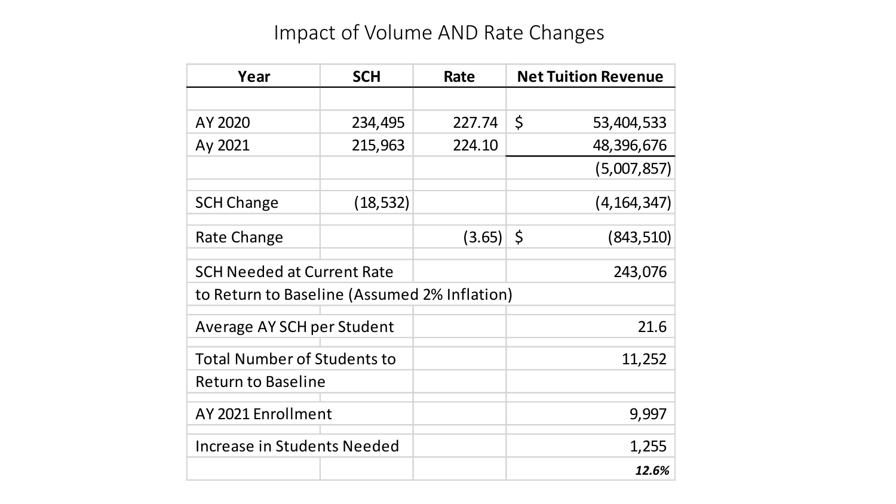# Impact of Volume AND Rate Changes

| Year | SCH | Rate | Net Tuition Revenue |
|---|---|---|---|
| | | | |
| AY 2020 | 234,495 | 227.74 | $ 53,404,533 |
| Ay 2021 | 215,963 | 224.10 | 48,396,676 |
| | | | (5,007,857) |
| SCH Change | (18,532) | | (4,164,347) |
| Rate Change | | (3.65) | $ (843,510) |
| SCH Needed at Current Rate to Return to Baseline (Assumed 2% Inflation) | | | 243,076 |
| Average AY SCH per Student | | | 21.6 |
| Total Number of Students to Return to Baseline | | | 11,252 |
| AY 2021 Enrollment | | | 9,997 |
| Increase in Students Needed | | | 1,255 |
| | | | ***12.6%*** |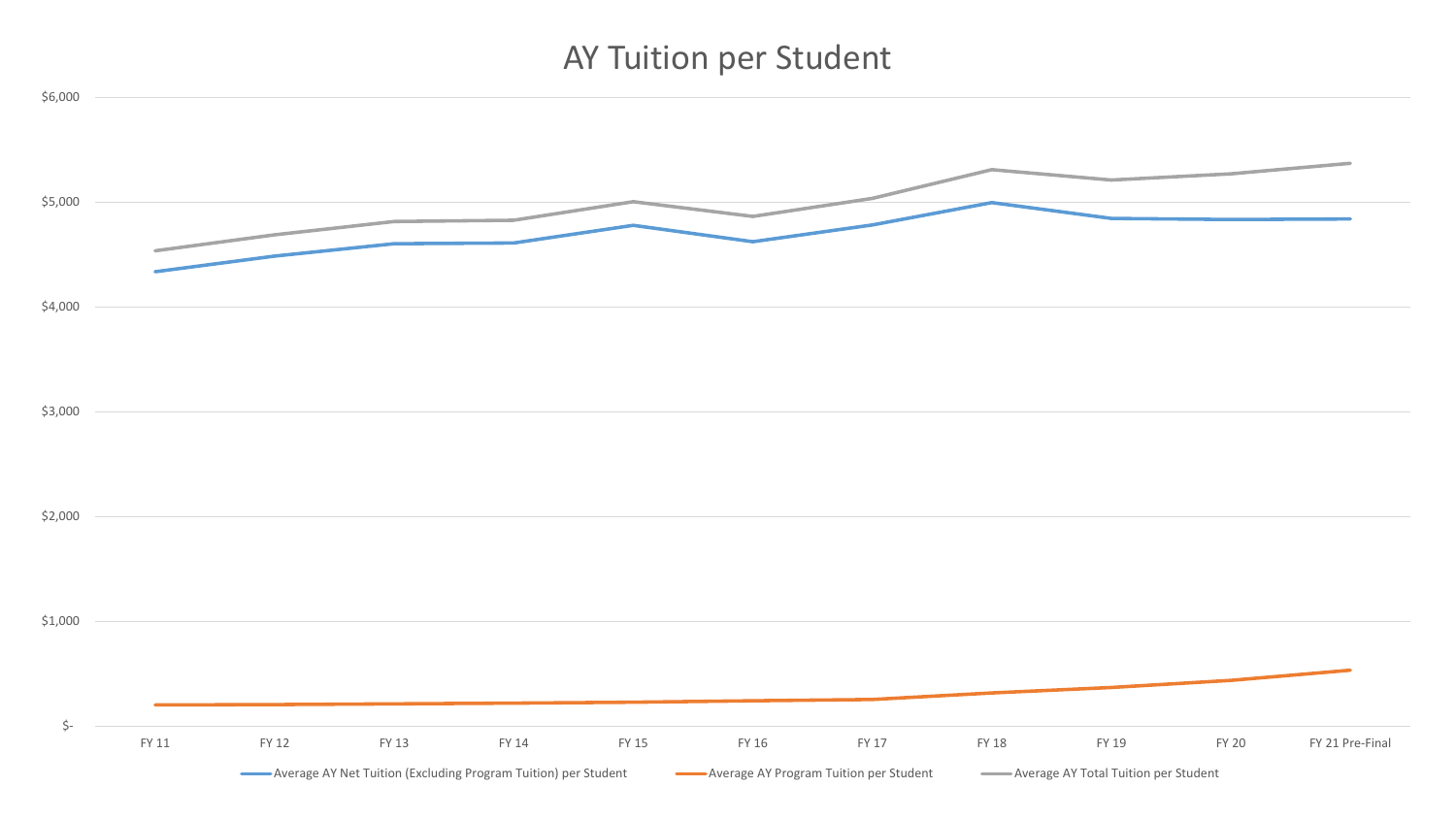# AY Tuition per Student

$6,000

$5,000

$4,000

$3,000

$2,000

$1,000

$-

FY 11

FY 12

FY 13

FY 14

FY 15

FY 16

FY 17

FY 18

FY 19

FY 20

FY 21 Pre-Final

Average AY Net Tuition (Excluding Program Tuition) per Student

Average AY Program Tuition per Student

Average AY Total Tuition per Student